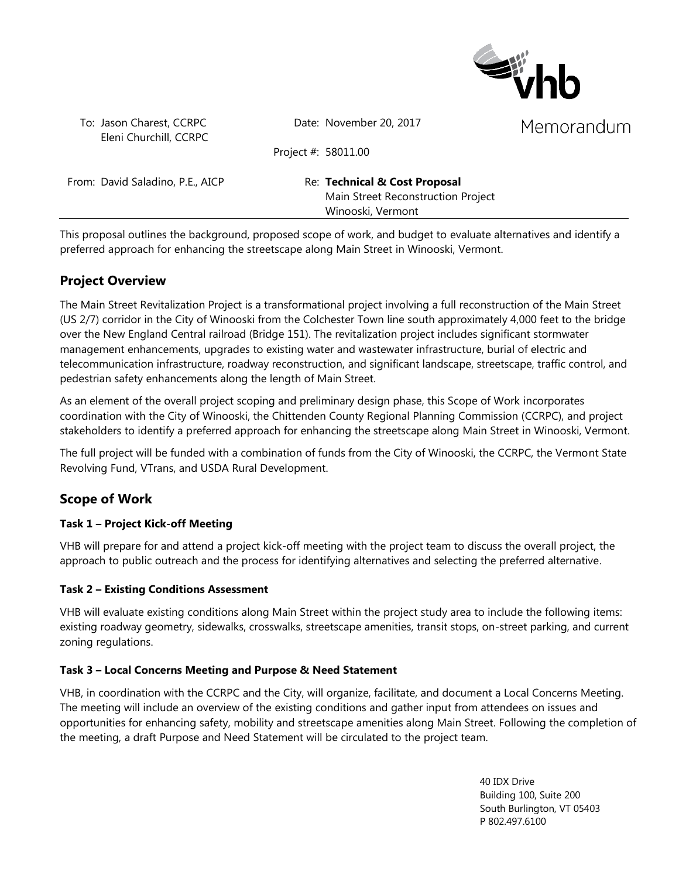vhb

Memorandum

| | | | |
|---|---|---|---|
| To: | Jason Charest, CCRPC<br>Eleni Churchill, CCRPC | Date: | November 20, 2017 |
| | | Project #: | 58011.00 |
| From: | David Saladino, P.E., AICP | Re: | **Technical & Cost Proposal**<br>Main Street Reconstruction Project<br>Winooski, Vermont |

This proposal outlines the background, proposed scope of work, and budget to evaluate alternatives and identify a preferred approach for enhancing the streetscape along Main Street in Winooski, Vermont.

## Project Overview

The Main Street Revitalization Project is a transformational project involving a full reconstruction of the Main Street (US 2/7) corridor in the City of Winooski from the Colchester Town line south approximately 4,000 feet to the bridge over the New England Central railroad (Bridge 151). The revitalization project includes significant stormwater management enhancements, upgrades to existing water and wastewater infrastructure, burial of electric and telecommunication infrastructure, roadway reconstruction, and significant landscape, streetscape, traffic control, and pedestrian safety enhancements along the length of Main Street.

As an element of the overall project scoping and preliminary design phase, this Scope of Work incorporates coordination with the City of Winooski, the Chittenden County Regional Planning Commission (CCRPC), and project stakeholders to identify a preferred approach for enhancing the streetscape along Main Street in Winooski, Vermont.

The full project will be funded with a combination of funds from the City of Winooski, the CCRPC, the Vermont State Revolving Fund, VTrans, and USDA Rural Development.

## Scope of Work

### Task 1 – Project Kick-off Meeting

VHB will prepare for and attend a project kick-off meeting with the project team to discuss the overall project, the approach to public outreach and the process for identifying alternatives and selecting the preferred alternative.

### Task 2 – Existing Conditions Assessment

VHB will evaluate existing conditions along Main Street within the project study area to include the following items: existing roadway geometry, sidewalks, crosswalks, streetscape amenities, transit stops, on-street parking, and current zoning regulations.

### Task 3 – Local Concerns Meeting and Purpose & Need Statement

VHB, in coordination with the CCRPC and the City, will organize, facilitate, and document a Local Concerns Meeting. The meeting will include an overview of the existing conditions and gather input from attendees on issues and opportunities for enhancing safety, mobility and streetscape amenities along Main Street. Following the completion of the meeting, a draft Purpose and Need Statement will be circulated to the project team.

40 IDX Drive
Building 100, Suite 200
South Burlington, VT 05403
P 802.497.6100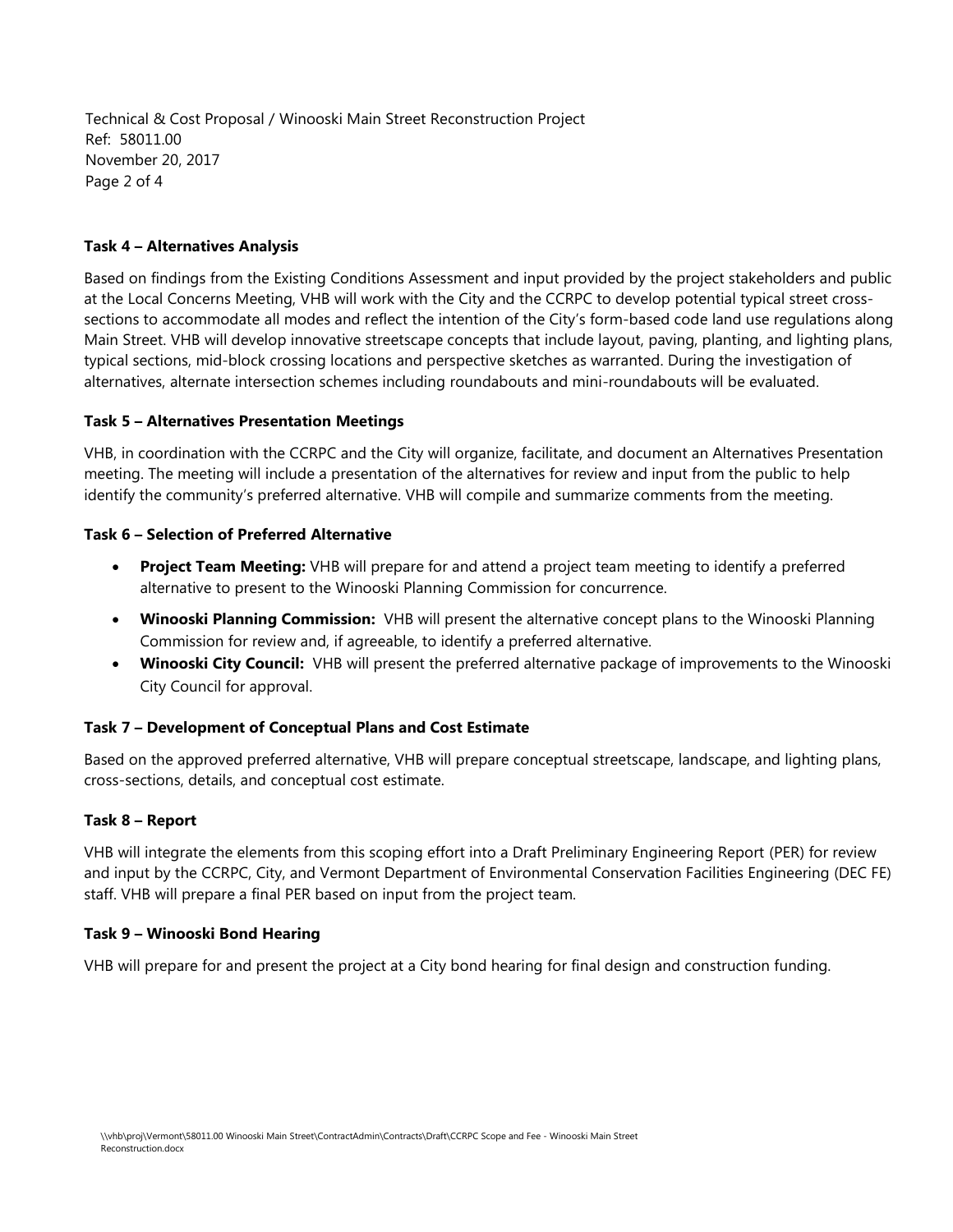**Task 4 – Alternatives Analysis**

Based on findings from the Existing Conditions Assessment and input provided by the project stakeholders and public at the Local Concerns Meeting, VHB will work with the City and the CCRPC to develop potential typical street cross-sections to accommodate all modes and reflect the intention of the City's form-based code land use regulations along Main Street. VHB will develop innovative streetscape concepts that include layout, paving, planting, and lighting plans, typical sections, mid-block crossing locations and perspective sketches as warranted. During the investigation of alternatives, alternate intersection schemes including roundabouts and mini-roundabouts will be evaluated.

**Task 5 – Alternatives Presentation Meetings**

VHB, in coordination with the CCRPC and the City will organize, facilitate, and document an Alternatives Presentation meeting. The meeting will include a presentation of the alternatives for review and input from the public to help identify the community's preferred alternative. VHB will compile and summarize comments from the meeting.

**Task 6 – Selection of Preferred Alternative**

- **Project Team Meeting:** VHB will prepare for and attend a project team meeting to identify a preferred alternative to present to the Winooski Planning Commission for concurrence.
- **Winooski Planning Commission:** VHB will present the alternative concept plans to the Winooski Planning Commission for review and, if agreeable, to identify a preferred alternative.
- **Winooski City Council:** VHB will present the preferred alternative package of improvements to the Winooski City Council for approval.

**Task 7 – Development of Conceptual Plans and Cost Estimate**

Based on the approved preferred alternative, VHB will prepare conceptual streetscape, landscape, and lighting plans, cross-sections, details, and conceptual cost estimate.

**Task 8 – Report**

VHB will integrate the elements from this scoping effort into a Draft Preliminary Engineering Report (PER) for review and input by the CCRPC, City, and Vermont Department of Environmental Conservation Facilities Engineering (DEC FE) staff. VHB will prepare a final PER based on input from the project team.

**Task 9 – Winooski Bond Hearing**

VHB will prepare for and present the project at a City bond hearing for final design and construction funding.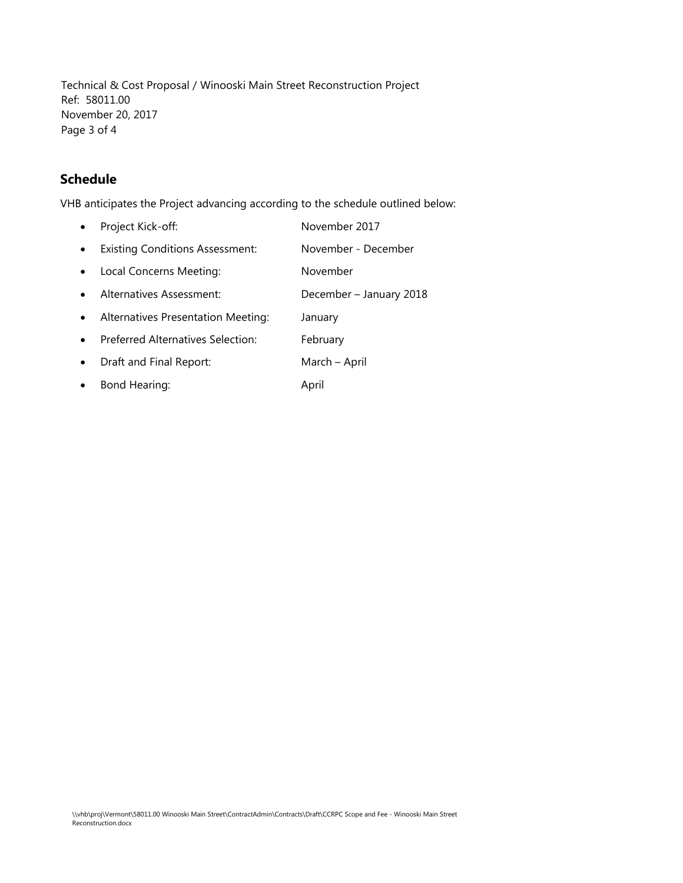## Schedule

VHB anticipates the Project advancing according to the schedule outlined below:

- Project Kick-off: November 2017
- Existing Conditions Assessment: November - December
- Local Concerns Meeting: November
- Alternatives Assessment: December – January 2018
- Alternatives Presentation Meeting: January
- Preferred Alternatives Selection: February
- Draft and Final Report: March – April
- Bond Hearing: April